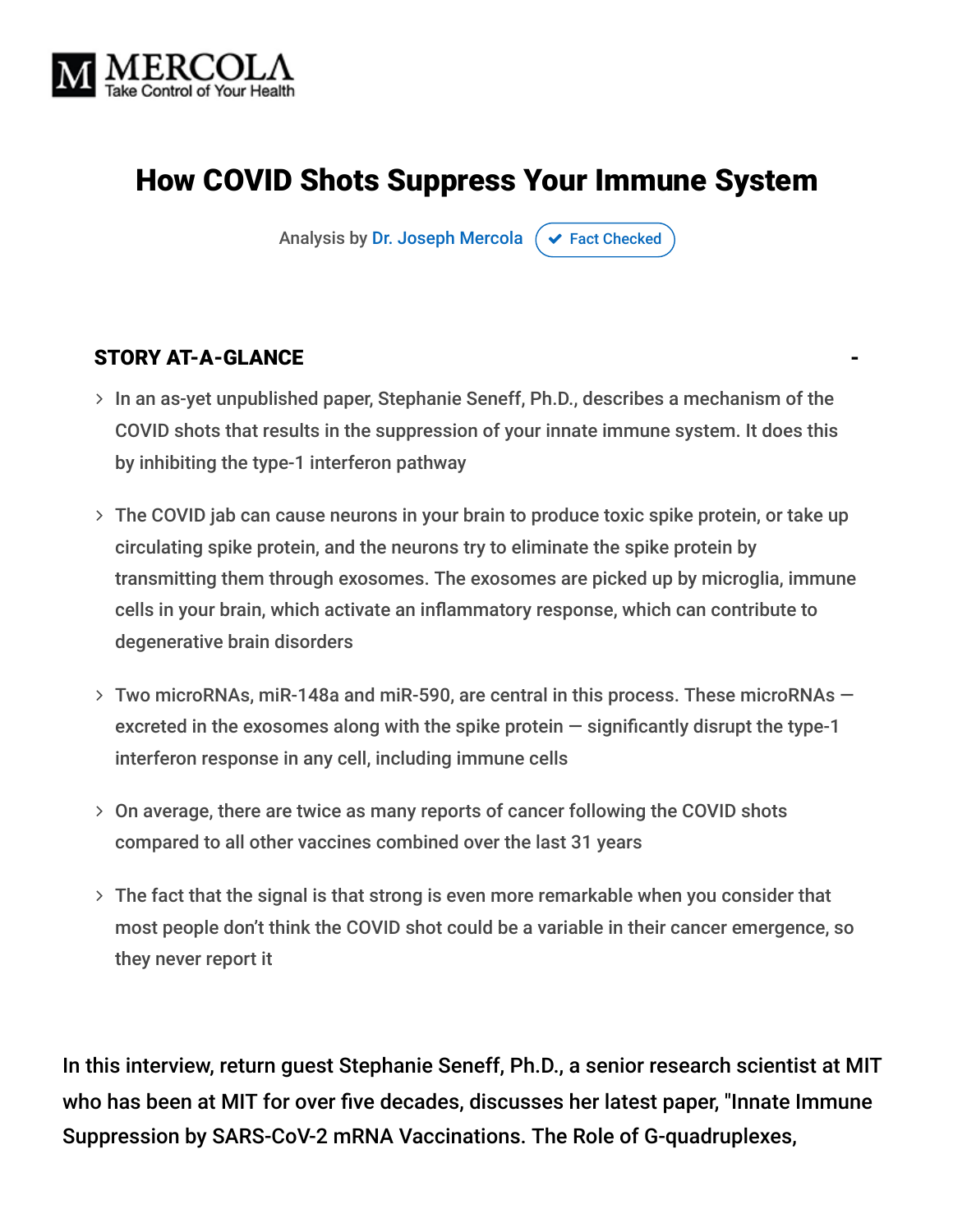MERCOLA
Take Control of Your Health

# How COVID Shots Suppress Your Immune System

Analysis by Dr. Joseph Mercola ✔ Fact Checked

## STORY AT-A-GLANCE

- In an as-yet unpublished paper, Stephanie Seneff, Ph.D., describes a mechanism of the COVID shots that results in the suppression of your innate immune system. It does this by inhibiting the type-1 interferon pathway
- The COVID jab can cause neurons in your brain to produce toxic spike protein, or take up circulating spike protein, and the neurons try to eliminate the spike protein by transmitting them through exosomes. The exosomes are picked up by microglia, immune cells in your brain, which activate an inflammatory response, which can contribute to degenerative brain disorders
- Two microRNAs, miR-148a and miR-590, are central in this process. These microRNAs — excreted in the exosomes along with the spike protein — significantly disrupt the type-1 interferon response in any cell, including immune cells
- On average, there are twice as many reports of cancer following the COVID shots compared to all other vaccines combined over the last 31 years
- The fact that the signal is that strong is even more remarkable when you consider that most people don't think the COVID shot could be a variable in their cancer emergence, so they never report it

In this interview, return guest Stephanie Seneff, Ph.D., a senior research scientist at MIT who has been at MIT for over five decades, discusses her latest paper, "Innate Immune Suppression by SARS-CoV-2 mRNA Vaccinations. The Role of G-quadruplexes,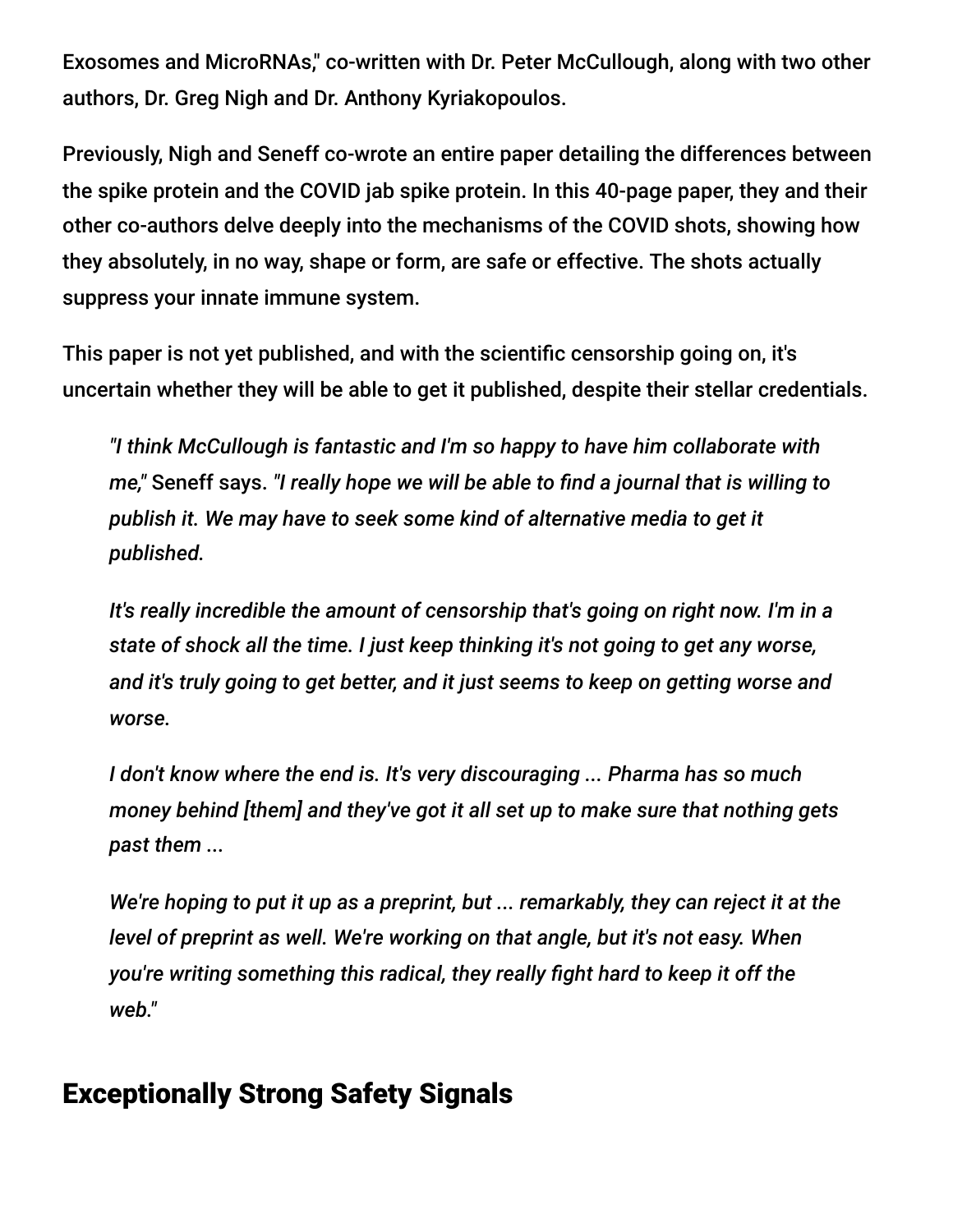Exosomes and MicroRNAs," co-written with Dr. Peter McCullough, along with two other authors, Dr. Greg Nigh and Dr. Anthony Kyriakopoulos.

Previously, Nigh and Seneff co-wrote an entire paper detailing the differences between the spike protein and the COVID jab spike protein. In this 40-page paper, they and their other co-authors delve deeply into the mechanisms of the COVID shots, showing how they absolutely, in no way, shape or form, are safe or effective. The shots actually suppress your innate immune system.

This paper is not yet published, and with the scientific censorship going on, it's uncertain whether they will be able to get it published, despite their stellar credentials.

> *"I think McCullough is fantastic and I'm so happy to have him collaborate with me,"* Seneff says. *"I really hope we will be able to find a journal that is willing to publish it. We may have to seek some kind of alternative media to get it published.*
>
> *It's really incredible the amount of censorship that's going on right now. I'm in a state of shock all the time. I just keep thinking it's not going to get any worse, and it's truly going to get better, and it just seems to keep on getting worse and worse.*
>
> *I don't know where the end is. It's very discouraging ... Pharma has so much money behind [them] and they've got it all set up to make sure that nothing gets past them ...*
>
> *We're hoping to put it up as a preprint, but ... remarkably, they can reject it at the level of preprint as well. We're working on that angle, but it's not easy. When you're writing something this radical, they really fight hard to keep it off the web."*

## Exceptionally Strong Safety Signals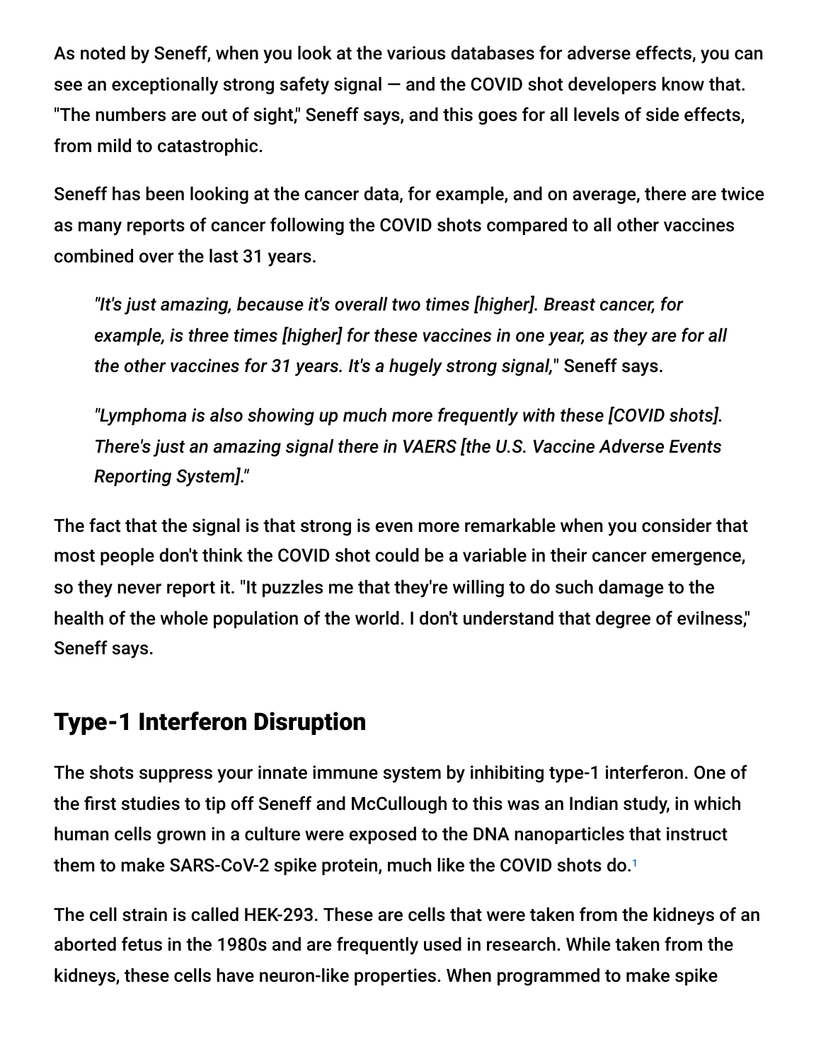As noted by Seneff, when you look at the various databases for adverse effects, you can see an exceptionally strong safety signal — and the COVID shot developers know that. "The numbers are out of sight," Seneff says, and this goes for all levels of side effects, from mild to catastrophic.

Seneff has been looking at the cancer data, for example, and on average, there are twice as many reports of cancer following the COVID shots compared to all other vaccines combined over the last 31 years.

> *"It's just amazing, because it's overall two times [higher]. Breast cancer, for example, is three times [higher] for these vaccines in one year, as they are for all the other vaccines for 31 years. It's a hugely strong signal,"* Seneff says.
>
> *"Lymphoma is also showing up much more frequently with these [COVID shots]. There's just an amazing signal there in VAERS [the U.S. Vaccine Adverse Events Reporting System]."*

The fact that the signal is that strong is even more remarkable when you consider that most people don't think the COVID shot could be a variable in their cancer emergence, so they never report it. "It puzzles me that they're willing to do such damage to the health of the whole population of the world. I don't understand that degree of evilness," Seneff says.

## Type-1 Interferon Disruption

The shots suppress your innate immune system by inhibiting type-1 interferon. One of the first studies to tip off Seneff and McCullough to this was an Indian study, in which human cells grown in a culture were exposed to the DNA nanoparticles that instruct them to make SARS-CoV-2 spike protein, much like the COVID shots do.[1]

The cell strain is called HEK-293. These are cells that were taken from the kidneys of an aborted fetus in the 1980s and are frequently used in research. While taken from the kidneys, these cells have neuron-like properties. When programmed to make spike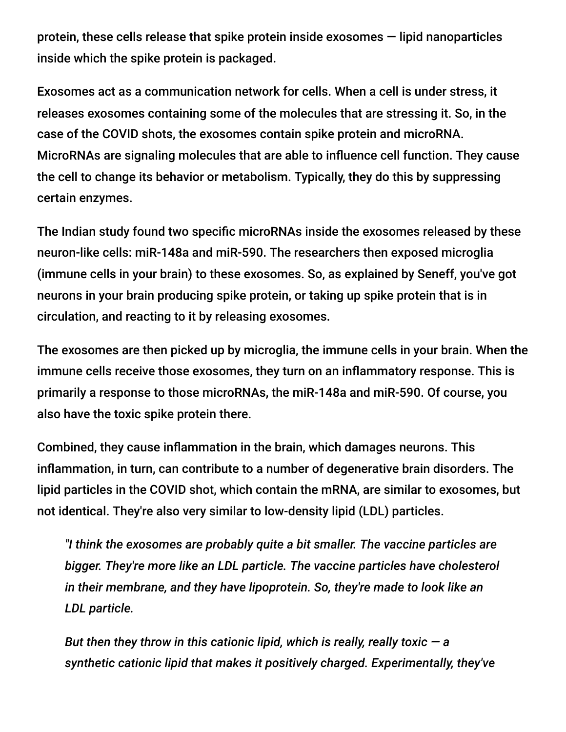protein, these cells release that spike protein inside exosomes — lipid nanoparticles inside which the spike protein is packaged.

Exosomes act as a communication network for cells. When a cell is under stress, it releases exosomes containing some of the molecules that are stressing it. So, in the case of the COVID shots, the exosomes contain spike protein and microRNA. MicroRNAs are signaling molecules that are able to influence cell function. They cause the cell to change its behavior or metabolism. Typically, they do this by suppressing certain enzymes.

The Indian study found two specific microRNAs inside the exosomes released by these neuron-like cells: miR-148a and miR-590. The researchers then exposed microglia (immune cells in your brain) to these exosomes. So, as explained by Seneff, you've got neurons in your brain producing spike protein, or taking up spike protein that is in circulation, and reacting to it by releasing exosomes.

The exosomes are then picked up by microglia, the immune cells in your brain. When the immune cells receive those exosomes, they turn on an inflammatory response. This is primarily a response to those microRNAs, the miR-148a and miR-590. Of course, you also have the toxic spike protein there.

Combined, they cause inflammation in the brain, which damages neurons. This inflammation, in turn, can contribute to a number of degenerative brain disorders. The lipid particles in the COVID shot, which contain the mRNA, are similar to exosomes, but not identical. They're also very similar to low-density lipid (LDL) particles.

> *"I think the exosomes are probably quite a bit smaller. The vaccine particles are bigger. They're more like an LDL particle. The vaccine particles have cholesterol in their membrane, and they have lipoprotein. So, they're made to look like an LDL particle.*
>
> *But then they throw in this cationic lipid, which is really, really toxic — a synthetic cationic lipid that makes it positively charged. Experimentally, they've*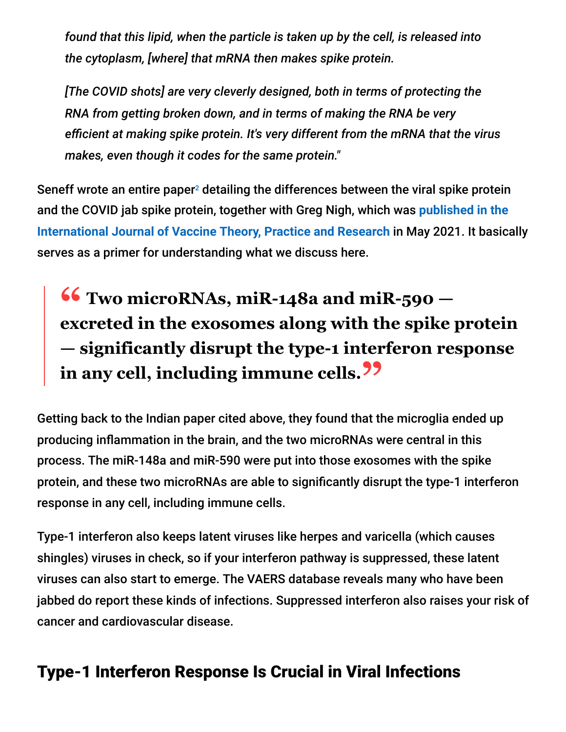> *found that this lipid, when the particle is taken up by the cell, is released into the cytoplasm, [where] that mRNA then makes spike protein.*
>
> *[The COVID shots] are very cleverly designed, both in terms of protecting the RNA from getting broken down, and in terms of making the RNA be very efficient at making spike protein. It's very different from the mRNA that the virus makes, even though it codes for the same protein."*

Seneff wrote an entire paper[2] detailing the differences between the viral spike protein and the COVID jab spike protein, together with Greg Nigh, which was published in the International Journal of Vaccine Theory, Practice and Research in May 2021. It basically serves as a primer for understanding what we discuss here.

> **" Two microRNAs, miR-148a and miR-590 — excreted in the exosomes along with the spike protein — significantly disrupt the type-1 interferon response in any cell, including immune cells. "**

Getting back to the Indian paper cited above, they found that the microglia ended up producing inflammation in the brain, and the two microRNAs were central in this process. The miR-148a and miR-590 were put into those exosomes with the spike protein, and these two microRNAs are able to significantly disrupt the type-1 interferon response in any cell, including immune cells.

Type-1 interferon also keeps latent viruses like herpes and varicella (which causes shingles) viruses in check, so if your interferon pathway is suppressed, these latent viruses can also start to emerge. The VAERS database reveals many who have been jabbed do report these kinds of infections. Suppressed interferon also raises your risk of cancer and cardiovascular disease.

## Type-1 Interferon Response Is Crucial in Viral Infections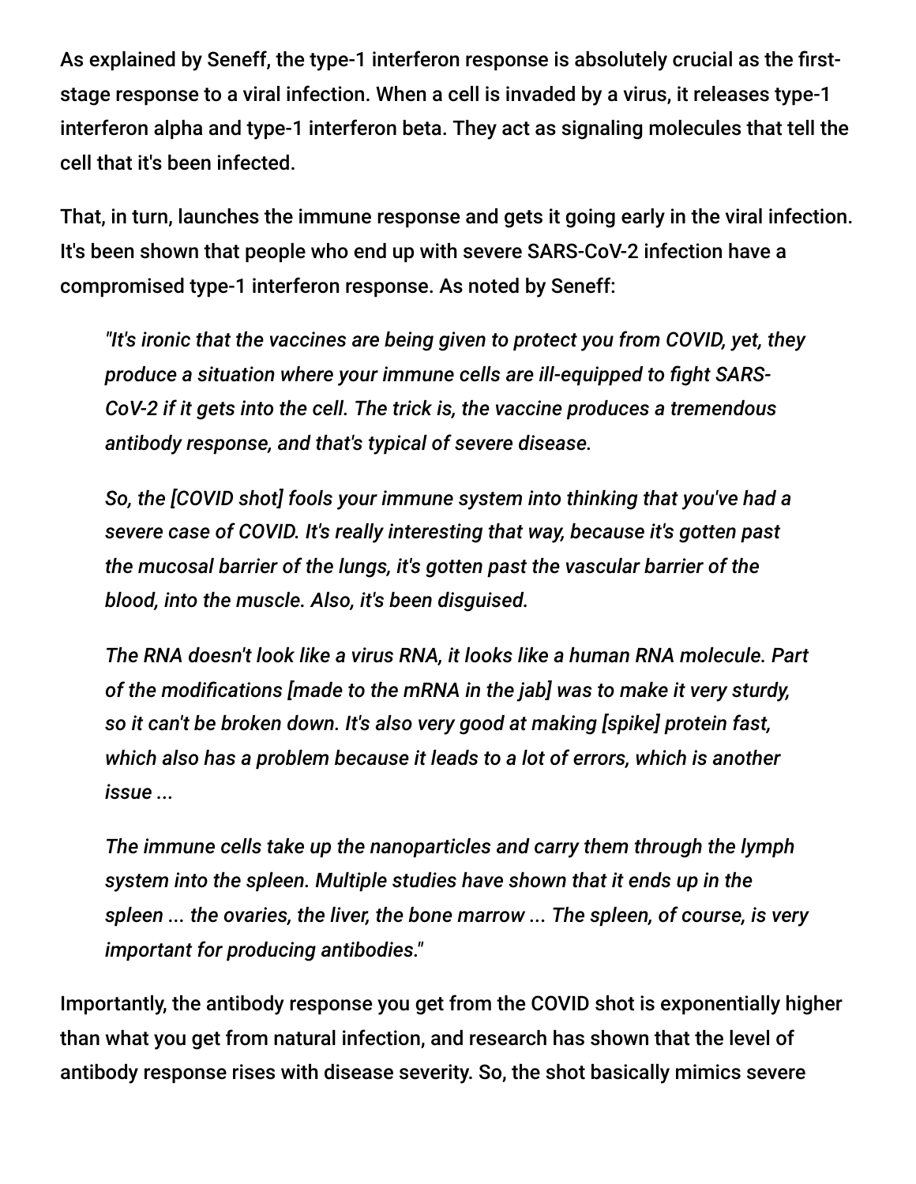As explained by Seneff, the type-1 interferon response is absolutely crucial as the first-stage response to a viral infection. When a cell is invaded by a virus, it releases type-1 interferon alpha and type-1 interferon beta. They act as signaling molecules that tell the cell that it's been infected.

That, in turn, launches the immune response and gets it going early in the viral infection. It's been shown that people who end up with severe SARS-CoV-2 infection have a compromised type-1 interferon response. As noted by Seneff:

> *"It's ironic that the vaccines are being given to protect you from COVID, yet, they produce a situation where your immune cells are ill-equipped to fight SARS-CoV-2 if it gets into the cell. The trick is, the vaccine produces a tremendous antibody response, and that's typical of severe disease.*
>
> *So, the [COVID shot] fools your immune system into thinking that you've had a severe case of COVID. It's really interesting that way, because it's gotten past the mucosal barrier of the lungs, it's gotten past the vascular barrier of the blood, into the muscle. Also, it's been disguised.*
>
> *The RNA doesn't look like a virus RNA, it looks like a human RNA molecule. Part of the modifications [made to the mRNA in the jab] was to make it very sturdy, so it can't be broken down. It's also very good at making [spike] protein fast, which also has a problem because it leads to a lot of errors, which is another issue ...*
>
> *The immune cells take up the nanoparticles and carry them through the lymph system into the spleen. Multiple studies have shown that it ends up in the spleen ... the ovaries, the liver, the bone marrow ... The spleen, of course, is very important for producing antibodies."*

Importantly, the antibody response you get from the COVID shot is exponentially higher than what you get from natural infection, and research has shown that the level of antibody response rises with disease severity. So, the shot basically mimics severe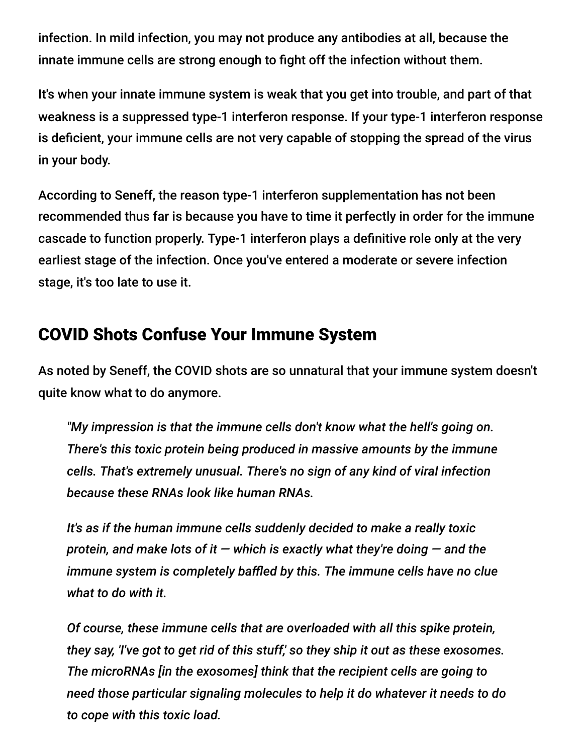infection. In mild infection, you may not produce any antibodies at all, because the innate immune cells are strong enough to fight off the infection without them.

It's when your innate immune system is weak that you get into trouble, and part of that weakness is a suppressed type-1 interferon response. If your type-1 interferon response is deficient, your immune cells are not very capable of stopping the spread of the virus in your body.

According to Seneff, the reason type-1 interferon supplementation has not been recommended thus far is because you have to time it perfectly in order for the immune cascade to function properly. Type-1 interferon plays a definitive role only at the very earliest stage of the infection. Once you've entered a moderate or severe infection stage, it's too late to use it.

## COVID Shots Confuse Your Immune System

As noted by Seneff, the COVID shots are so unnatural that your immune system doesn't quite know what to do anymore.

> *"My impression is that the immune cells don't know what the hell's going on. There's this toxic protein being produced in massive amounts by the immune cells. That's extremely unusual. There's no sign of any kind of viral infection because these RNAs look like human RNAs.*
>
> *It's as if the human immune cells suddenly decided to make a really toxic protein, and make lots of it — which is exactly what they're doing — and the immune system is completely baffled by this. The immune cells have no clue what to do with it.*
>
> *Of course, these immune cells that are overloaded with all this spike protein, they say, 'I've got to get rid of this stuff,' so they ship it out as these exosomes. The microRNAs [in the exosomes] think that the recipient cells are going to need those particular signaling molecules to help it do whatever it needs to do to cope with this toxic load.*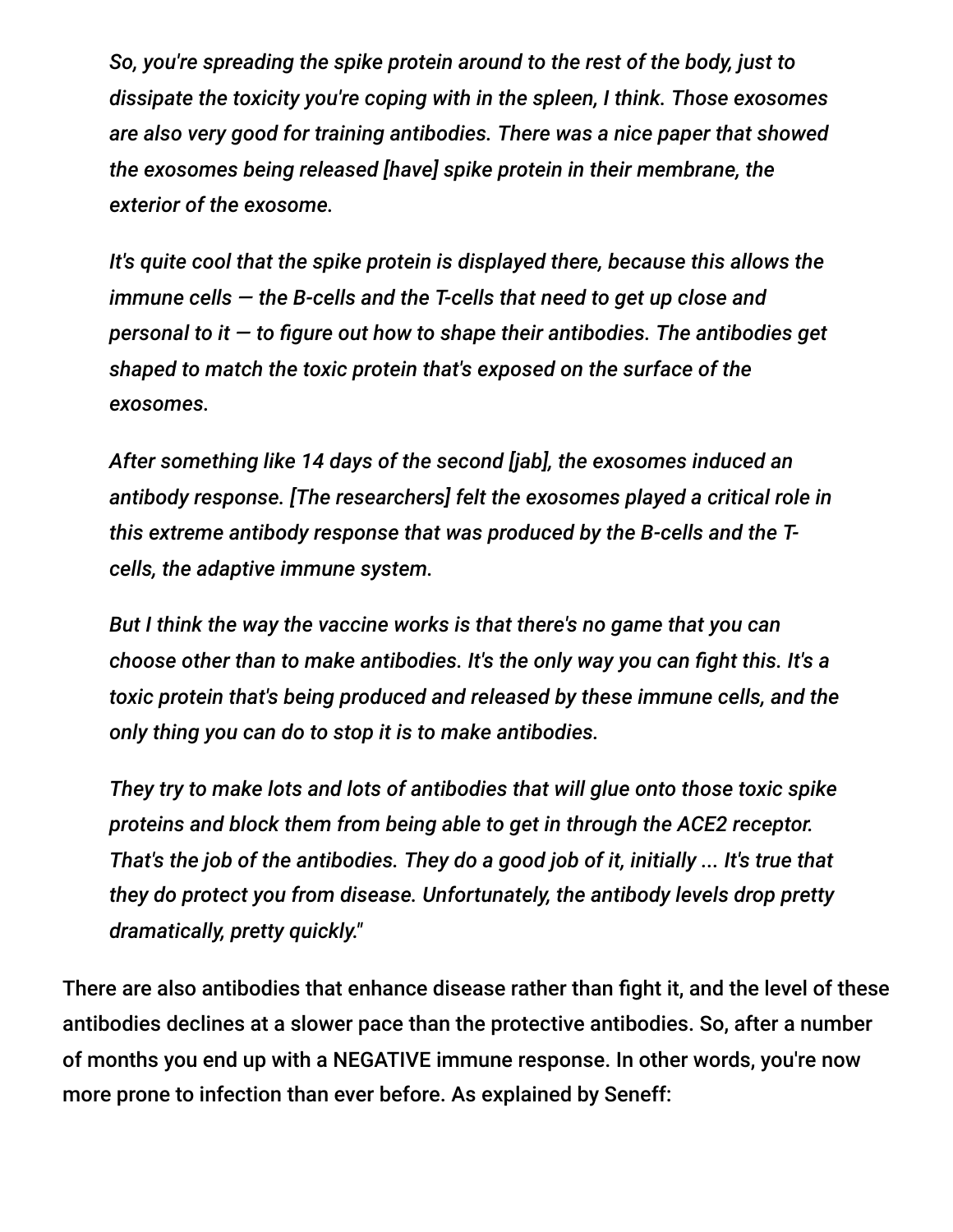> *So, you're spreading the spike protein around to the rest of the body, just to dissipate the toxicity you're coping with in the spleen, I think. Those exosomes are also very good for training antibodies. There was a nice paper that showed the exosomes being released [have] spike protein in their membrane, the exterior of the exosome.*
>
> *It's quite cool that the spike protein is displayed there, because this allows the immune cells — the B-cells and the T-cells that need to get up close and personal to it — to figure out how to shape their antibodies. The antibodies get shaped to match the toxic protein that's exposed on the surface of the exosomes.*
>
> *After something like 14 days of the second [jab], the exosomes induced an antibody response. [The researchers] felt the exosomes played a critical role in this extreme antibody response that was produced by the B-cells and the T-cells, the adaptive immune system.*
>
> *But I think the way the vaccine works is that there's no game that you can choose other than to make antibodies. It's the only way you can fight this. It's a toxic protein that's being produced and released by these immune cells, and the only thing you can do to stop it is to make antibodies.*
>
> *They try to make lots and lots of antibodies that will glue onto those toxic spike proteins and block them from being able to get in through the ACE2 receptor. That's the job of the antibodies. They do a good job of it, initially ... It's true that they do protect you from disease. Unfortunately, the antibody levels drop pretty dramatically, pretty quickly."*

There are also antibodies that enhance disease rather than fight it, and the level of these antibodies declines at a slower pace than the protective antibodies. So, after a number of months you end up with a NEGATIVE immune response. In other words, you're now more prone to infection than ever before. As explained by Seneff: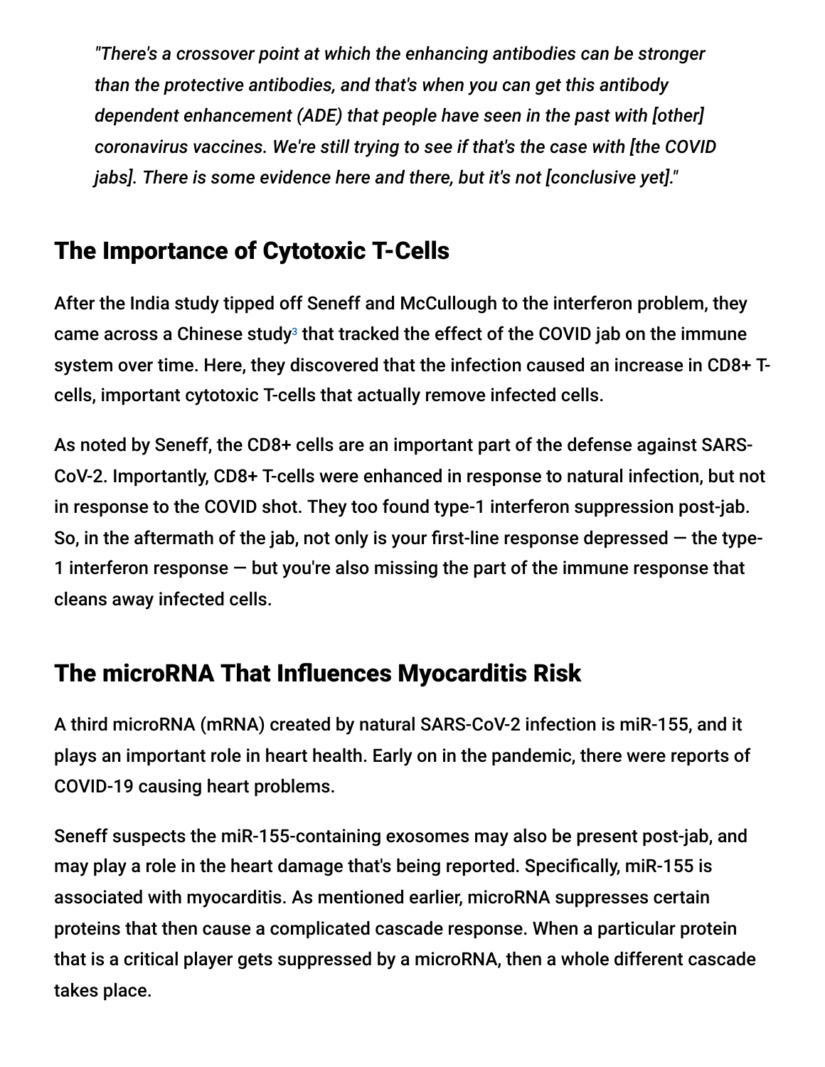> *"There's a crossover point at which the enhancing antibodies can be stronger than the protective antibodies, and that's when you can get this antibody dependent enhancement (ADE) that people have seen in the past with [other] coronavirus vaccines. We're still trying to see if that's the case with [the COVID jabs]. There is some evidence here and there, but it's not [conclusive yet]."*

## The Importance of Cytotoxic T-Cells

After the India study tipped off Seneff and McCullough to the interferon problem, they came across a Chinese study[3] that tracked the effect of the COVID jab on the immune system over time. Here, they discovered that the infection caused an increase in CD8+ T-cells, important cytotoxic T-cells that actually remove infected cells.

As noted by Seneff, the CD8+ cells are an important part of the defense against SARS-CoV-2. Importantly, CD8+ T-cells were enhanced in response to natural infection, but not in response to the COVID shot. They too found type-1 interferon suppression post-jab. So, in the aftermath of the jab, not only is your first-line response depressed — the type-1 interferon response — but you're also missing the part of the immune response that cleans away infected cells.

## The microRNA That Influences Myocarditis Risk

A third microRNA (mRNA) created by natural SARS-CoV-2 infection is miR-155, and it plays an important role in heart health. Early on in the pandemic, there were reports of COVID-19 causing heart problems.

Seneff suspects the miR-155-containing exosomes may also be present post-jab, and may play a role in the heart damage that's being reported. Specifically, miR-155 is associated with myocarditis. As mentioned earlier, microRNA suppresses certain proteins that then cause a complicated cascade response. When a particular protein that is a critical player gets suppressed by a microRNA, then a whole different cascade takes place.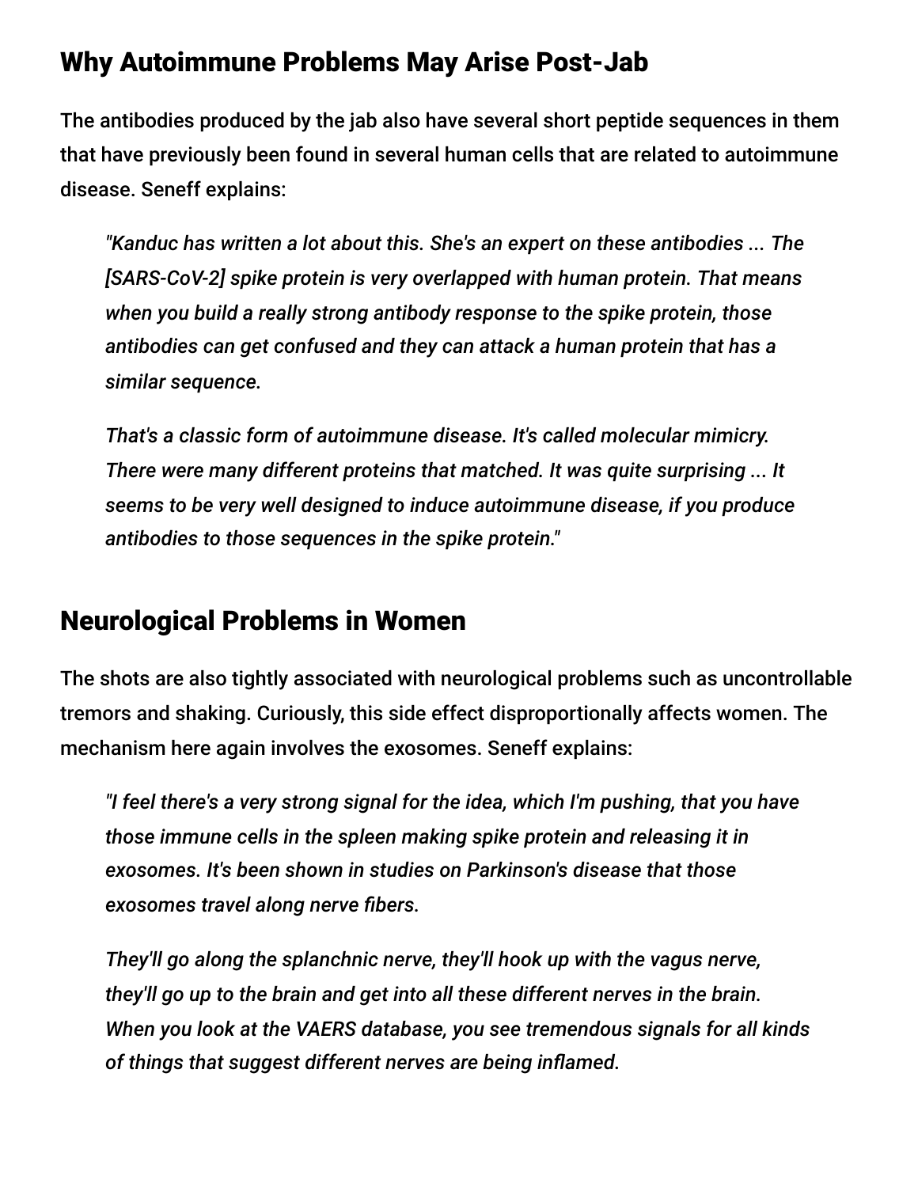## Why Autoimmune Problems May Arise Post-Jab

The antibodies produced by the jab also have several short peptide sequences in them that have previously been found in several human cells that are related to autoimmune disease. Seneff explains:

> *"Kanduc has written a lot about this. She's an expert on these antibodies ... The [SARS-CoV-2] spike protein is very overlapped with human protein. That means when you build a really strong antibody response to the spike protein, those antibodies can get confused and they can attack a human protein that has a similar sequence.*
>
> *That's a classic form of autoimmune disease. It's called molecular mimicry. There were many different proteins that matched. It was quite surprising ... It seems to be very well designed to induce autoimmune disease, if you produce antibodies to those sequences in the spike protein."*

## Neurological Problems in Women

The shots are also tightly associated with neurological problems such as uncontrollable tremors and shaking. Curiously, this side effect disproportionally affects women. The mechanism here again involves the exosomes. Seneff explains:

> *"I feel there's a very strong signal for the idea, which I'm pushing, that you have those immune cells in the spleen making spike protein and releasing it in exosomes. It's been shown in studies on Parkinson's disease that those exosomes travel along nerve fibers.*
>
> *They'll go along the splanchnic nerve, they'll hook up with the vagus nerve, they'll go up to the brain and get into all these different nerves in the brain. When you look at the VAERS database, you see tremendous signals for all kinds of things that suggest different nerves are being inflamed.*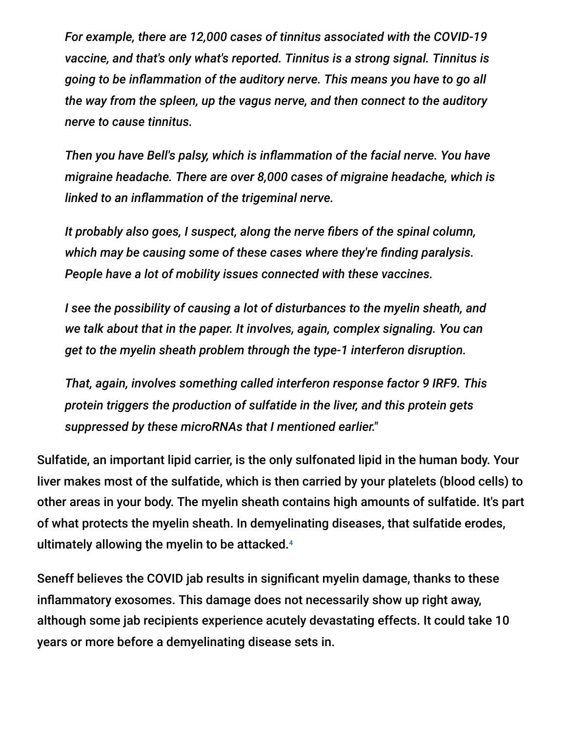*For example, there are 12,000 cases of tinnitus associated with the COVID-19 vaccine, and that's only what's reported. Tinnitus is a strong signal. Tinnitus is going to be inflammation of the auditory nerve. This means you have to go all the way from the spleen, up the vagus nerve, and then connect to the auditory nerve to cause tinnitus.*

*Then you have Bell's palsy, which is inflammation of the facial nerve. You have migraine headache. There are over 8,000 cases of migraine headache, which is linked to an inflammation of the trigeminal nerve.*

*It probably also goes, I suspect, along the nerve fibers of the spinal column, which may be causing some of these cases where they're finding paralysis. People have a lot of mobility issues connected with these vaccines.*

*I see the possibility of causing a lot of disturbances to the myelin sheath, and we talk about that in the paper. It involves, again, complex signaling. You can get to the myelin sheath problem through the type-1 interferon disruption.*

*That, again, involves something called interferon response factor 9 IRF9. This protein triggers the production of sulfatide in the liver, and this protein gets suppressed by these microRNAs that I mentioned earlier."*

Sulfatide, an important lipid carrier, is the only sulfonated lipid in the human body. Your liver makes most of the sulfatide, which is then carried by your platelets (blood cells) to other areas in your body. The myelin sheath contains high amounts of sulfatide. It's part of what protects the myelin sheath. In demyelinating diseases, that sulfatide erodes, ultimately allowing the myelin to be attacked.[4]

Seneff believes the COVID jab results in significant myelin damage, thanks to these inflammatory exosomes. This damage does not necessarily show up right away, although some jab recipients experience acutely devastating effects. It could take 10 years or more before a demyelinating disease sets in.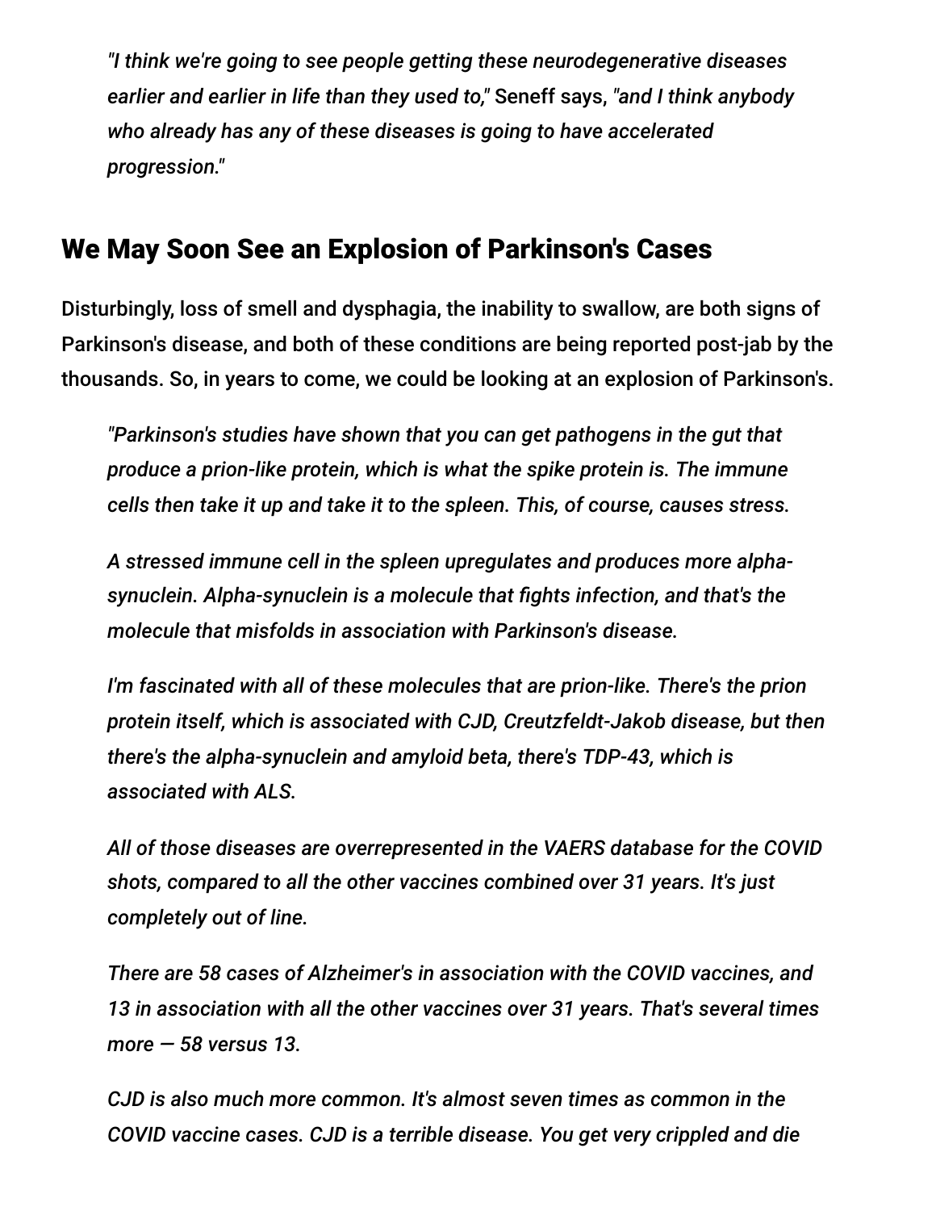> *"I think we're going to see people getting these neurodegenerative diseases earlier and earlier in life than they used to,"* Seneff says, *"and I think anybody who already has any of these diseases is going to have accelerated progression."*

## We May Soon See an Explosion of Parkinson's Cases

Disturbingly, loss of smell and dysphagia, the inability to swallow, are both signs of Parkinson's disease, and both of these conditions are being reported post-jab by the thousands. So, in years to come, we could be looking at an explosion of Parkinson's.

> *"Parkinson's studies have shown that you can get pathogens in the gut that produce a prion-like protein, which is what the spike protein is. The immune cells then take it up and take it to the spleen. This, of course, causes stress.*
>
> *A stressed immune cell in the spleen upregulates and produces more alpha-synuclein. Alpha-synuclein is a molecule that fights infection, and that's the molecule that misfolds in association with Parkinson's disease.*
>
> *I'm fascinated with all of these molecules that are prion-like. There's the prion protein itself, which is associated with CJD, Creutzfeldt-Jakob disease, but then there's the alpha-synuclein and amyloid beta, there's TDP-43, which is associated with ALS.*
>
> *All of those diseases are overrepresented in the VAERS database for the COVID shots, compared to all the other vaccines combined over 31 years. It's just completely out of line.*
>
> *There are 58 cases of Alzheimer's in association with the COVID vaccines, and 13 in association with all the other vaccines over 31 years. That's several times more — 58 versus 13.*
>
> *CJD is also much more common. It's almost seven times as common in the COVID vaccine cases. CJD is a terrible disease. You get very crippled and die*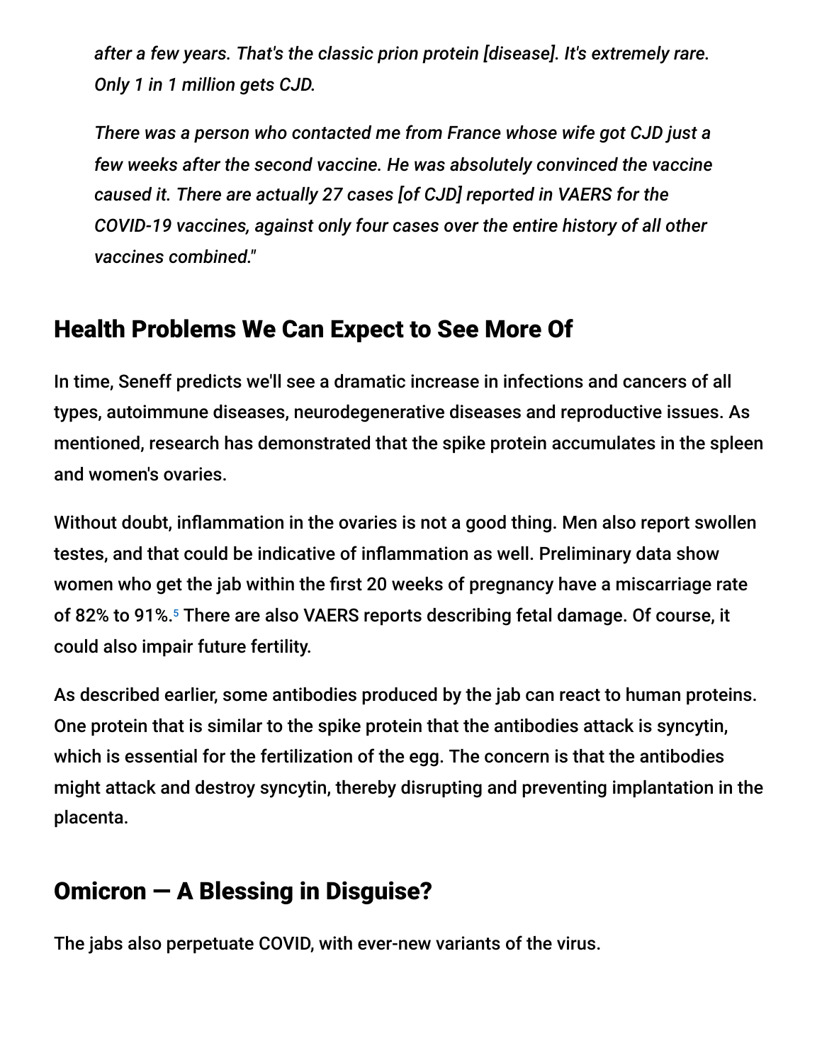*after a few years. That's the classic prion protein [disease]. It's extremely rare. Only 1 in 1 million gets CJD.*

*There was a person who contacted me from France whose wife got CJD just a few weeks after the second vaccine. He was absolutely convinced the vaccine caused it. There are actually 27 cases [of CJD] reported in VAERS for the COVID-19 vaccines, against only four cases over the entire history of all other vaccines combined."*

## Health Problems We Can Expect to See More Of

In time, Seneff predicts we'll see a dramatic increase in infections and cancers of all types, autoimmune diseases, neurodegenerative diseases and reproductive issues. As mentioned, research has demonstrated that the spike protein accumulates in the spleen and women's ovaries.

Without doubt, inflammation in the ovaries is not a good thing. Men also report swollen testes, and that could be indicative of inflammation as well. Preliminary data show women who get the jab within the first 20 weeks of pregnancy have a miscarriage rate of 82% to 91%.[5] There are also VAERS reports describing fetal damage. Of course, it could also impair future fertility.

As described earlier, some antibodies produced by the jab can react to human proteins. One protein that is similar to the spike protein that the antibodies attack is syncytin, which is essential for the fertilization of the egg. The concern is that the antibodies might attack and destroy syncytin, thereby disrupting and preventing implantation in the placenta.

## Omicron — A Blessing in Disguise?

The jabs also perpetuate COVID, with ever-new variants of the virus.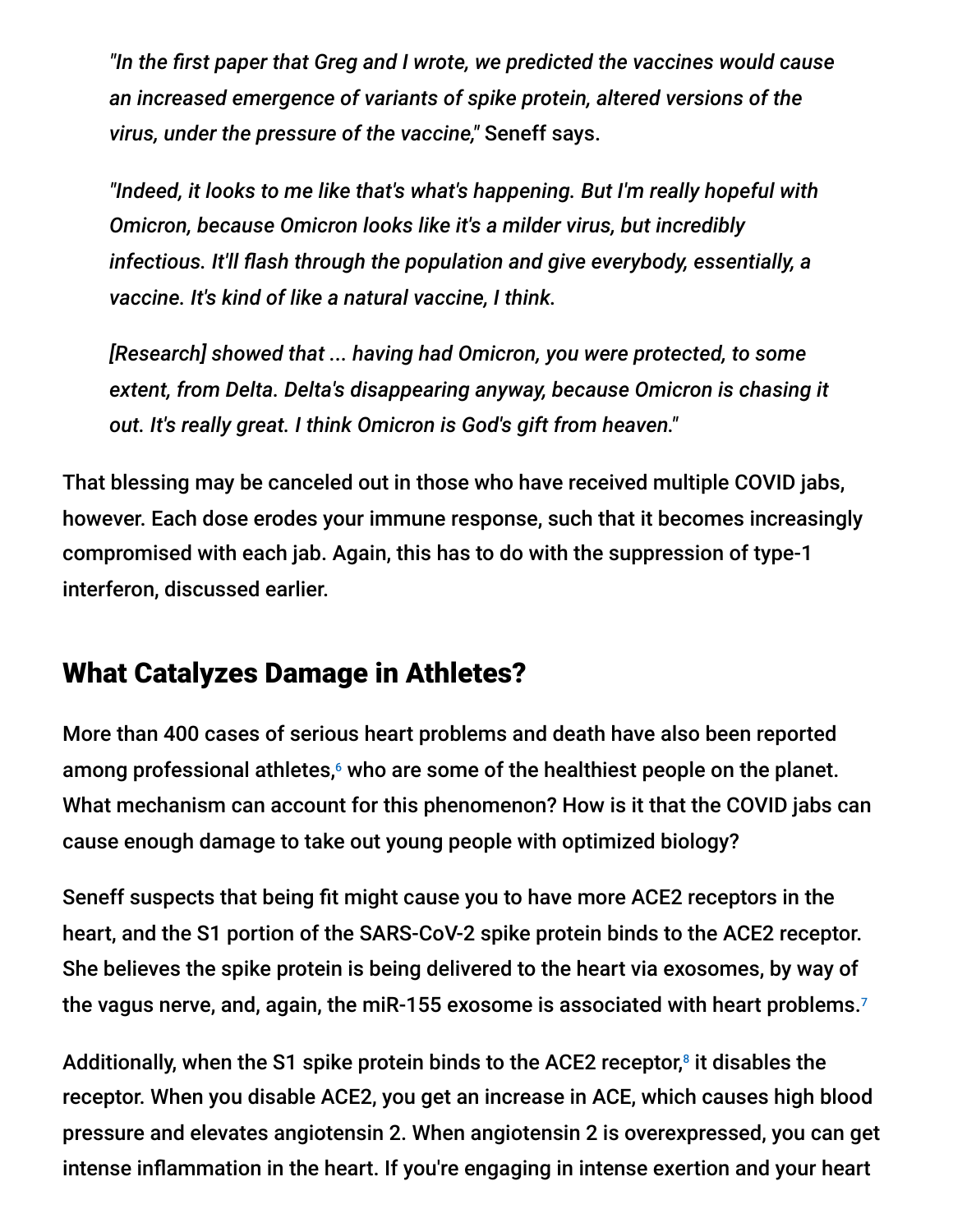*"In the first paper that Greg and I wrote, we predicted the vaccines would cause an increased emergence of variants of spike protein, altered versions of the virus, under the pressure of the vaccine,"* Seneff says.

*"Indeed, it looks to me like that's what's happening. But I'm really hopeful with Omicron, because Omicron looks like it's a milder virus, but incredibly infectious. It'll flash through the population and give everybody, essentially, a vaccine. It's kind of like a natural vaccine, I think.*

*[Research] showed that ... having had Omicron, you were protected, to some extent, from Delta. Delta's disappearing anyway, because Omicron is chasing it out. It's really great. I think Omicron is God's gift from heaven."*

That blessing may be canceled out in those who have received multiple COVID jabs, however. Each dose erodes your immune response, such that it becomes increasingly compromised with each jab. Again, this has to do with the suppression of type-1 interferon, discussed earlier.

## What Catalyzes Damage in Athletes?

More than 400 cases of serious heart problems and death have also been reported among professional athletes,[6] who are some of the healthiest people on the planet. What mechanism can account for this phenomenon? How is it that the COVID jabs can cause enough damage to take out young people with optimized biology?

Seneff suspects that being fit might cause you to have more ACE2 receptors in the heart, and the S1 portion of the SARS-CoV-2 spike protein binds to the ACE2 receptor. She believes the spike protein is being delivered to the heart via exosomes, by way of the vagus nerve, and, again, the miR-155 exosome is associated with heart problems.[7]

Additionally, when the S1 spike protein binds to the ACE2 receptor,[8] it disables the receptor. When you disable ACE2, you get an increase in ACE, which causes high blood pressure and elevates angiotensin 2. When angiotensin 2 is overexpressed, you can get intense inflammation in the heart. If you're engaging in intense exertion and your heart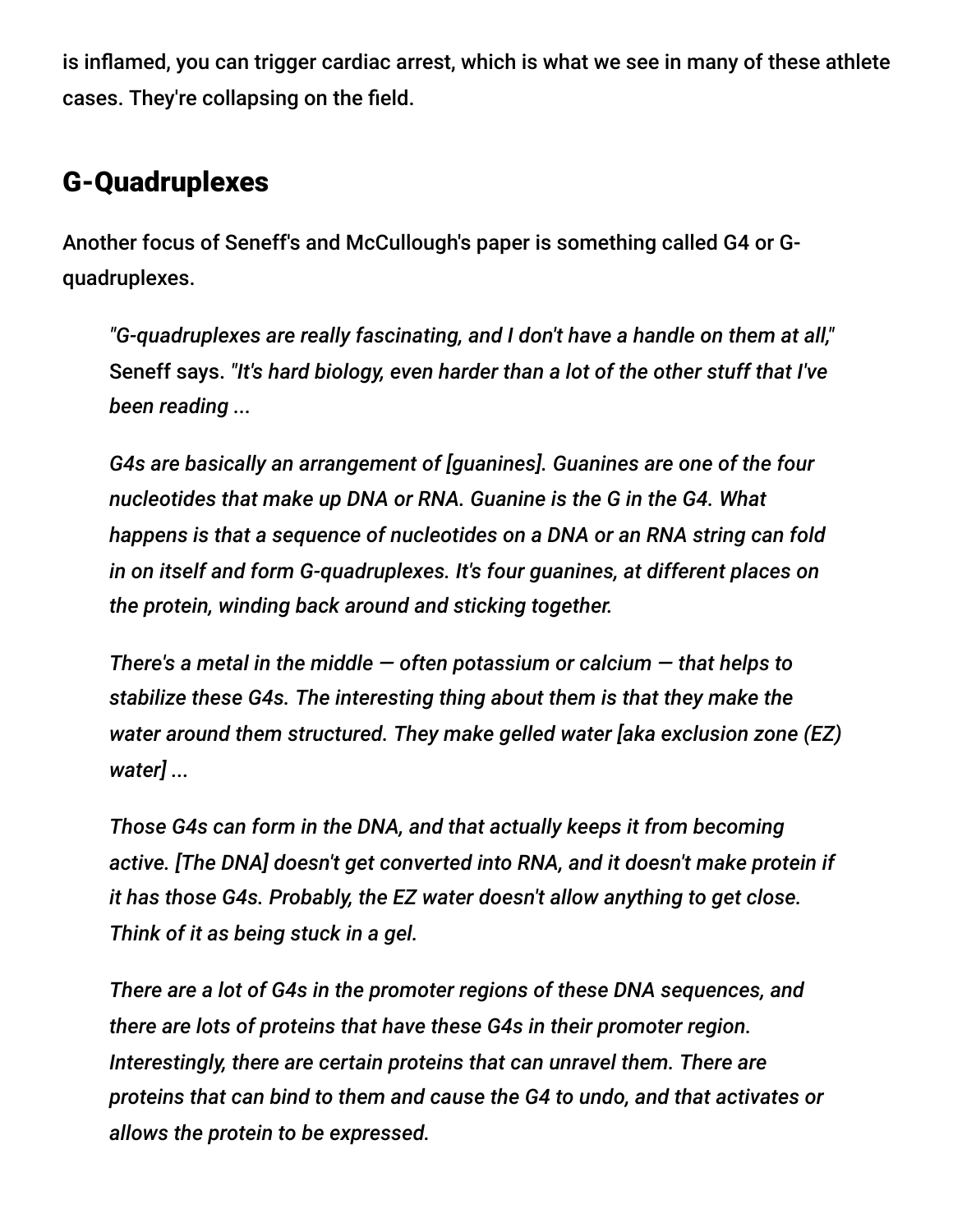is inflamed, you can trigger cardiac arrest, which is what we see in many of these athlete cases. They're collapsing on the field.

## G-Quadruplexes

Another focus of Seneff's and McCullough's paper is something called G4 or G-quadruplexes.

> *"G-quadruplexes are really fascinating, and I don't have a handle on them at all,"* Seneff says. *"It's hard biology, even harder than a lot of the other stuff that I've been reading ...*
>
> *G4s are basically an arrangement of [guanines]. Guanines are one of the four nucleotides that make up DNA or RNA. Guanine is the G in the G4. What happens is that a sequence of nucleotides on a DNA or an RNA string can fold in on itself and form G-quadruplexes. It's four guanines, at different places on the protein, winding back around and sticking together.*
>
> *There's a metal in the middle — often potassium or calcium — that helps to stabilize these G4s. The interesting thing about them is that they make the water around them structured. They make gelled water [aka exclusion zone (EZ) water] ...*
>
> *Those G4s can form in the DNA, and that actually keeps it from becoming active. [The DNA] doesn't get converted into RNA, and it doesn't make protein if it has those G4s. Probably, the EZ water doesn't allow anything to get close. Think of it as being stuck in a gel.*
>
> *There are a lot of G4s in the promoter regions of these DNA sequences, and there are lots of proteins that have these G4s in their promoter region. Interestingly, there are certain proteins that can unravel them. There are proteins that can bind to them and cause the G4 to undo, and that activates or allows the protein to be expressed.*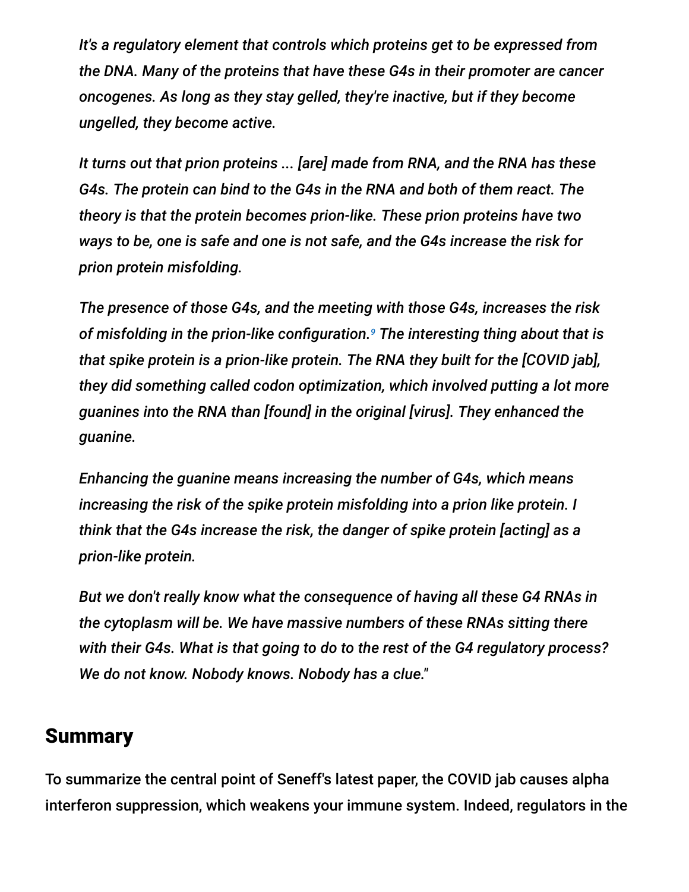*It's a regulatory element that controls which proteins get to be expressed from the DNA. Many of the proteins that have these G4s in their promoter are cancer oncogenes. As long as they stay gelled, they're inactive, but if they become ungelled, they become active.*

*It turns out that prion proteins ... [are] made from RNA, and the RNA has these G4s. The protein can bind to the G4s in the RNA and both of them react. The theory is that the protein becomes prion-like. These prion proteins have two ways to be, one is safe and one is not safe, and the G4s increase the risk for prion protein misfolding.*

*The presence of those G4s, and the meeting with those G4s, increases the risk of misfolding in the prion-like configuration.*[9] *The interesting thing about that is that spike protein is a prion-like protein. The RNA they built for the [COVID jab], they did something called codon optimization, which involved putting a lot more guanines into the RNA than [found] in the original [virus]. They enhanced the guanine.*

*Enhancing the guanine means increasing the number of G4s, which means increasing the risk of the spike protein misfolding into a prion like protein. I think that the G4s increase the risk, the danger of spike protein [acting] as a prion-like protein.*

*But we don't really know what the consequence of having all these G4 RNAs in the cytoplasm will be. We have massive numbers of these RNAs sitting there with their G4s. What is that going to do to the rest of the G4 regulatory process? We do not know. Nobody knows. Nobody has a clue."*

## Summary

To summarize the central point of Seneff's latest paper, the COVID jab causes alpha interferon suppression, which weakens your immune system. Indeed, regulators in the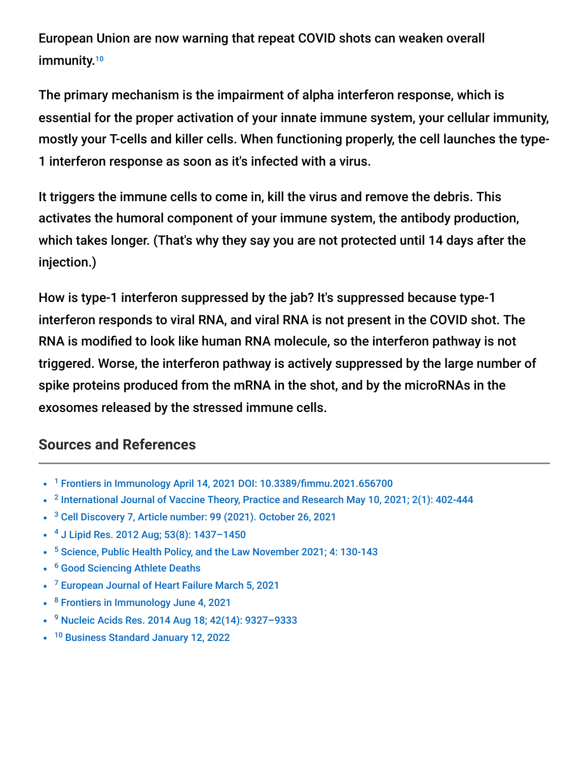European Union are now warning that repeat COVID shots can weaken overall immunity.[10]

The primary mechanism is the impairment of alpha interferon response, which is essential for the proper activation of your innate immune system, your cellular immunity, mostly your T-cells and killer cells. When functioning properly, the cell launches the type-1 interferon response as soon as it's infected with a virus.

It triggers the immune cells to come in, kill the virus and remove the debris. This activates the humoral component of your immune system, the antibody production, which takes longer. (That's why they say you are not protected until 14 days after the injection.)

How is type-1 interferon suppressed by the jab? It's suppressed because type-1 interferon responds to viral RNA, and viral RNA is not present in the COVID shot. The RNA is modified to look like human RNA molecule, so the interferon pathway is not triggered. Worse, the interferon pathway is actively suppressed by the large number of spike proteins produced from the mRNA in the shot, and by the microRNAs in the exosomes released by the stressed immune cells.

## Sources and References

- [1] Frontiers in Immunology April 14, 2021 DOI: 10.3389/fimmu.2021.656700
- [2] International Journal of Vaccine Theory, Practice and Research May 10, 2021; 2(1): 402-444
- [3] Cell Discovery 7, Article number: 99 (2021). October 26, 2021
- [4] J Lipid Res. 2012 Aug; 53(8): 1437–1450
- [5] Science, Public Health Policy, and the Law November 2021; 4: 130-143
- [6] Good Sciencing Athlete Deaths
- [7] European Journal of Heart Failure March 5, 2021
- [8] Frontiers in Immunology June 4, 2021
- [9] Nucleic Acids Res. 2014 Aug 18; 42(14): 9327–9333
- [10] Business Standard January 12, 2022